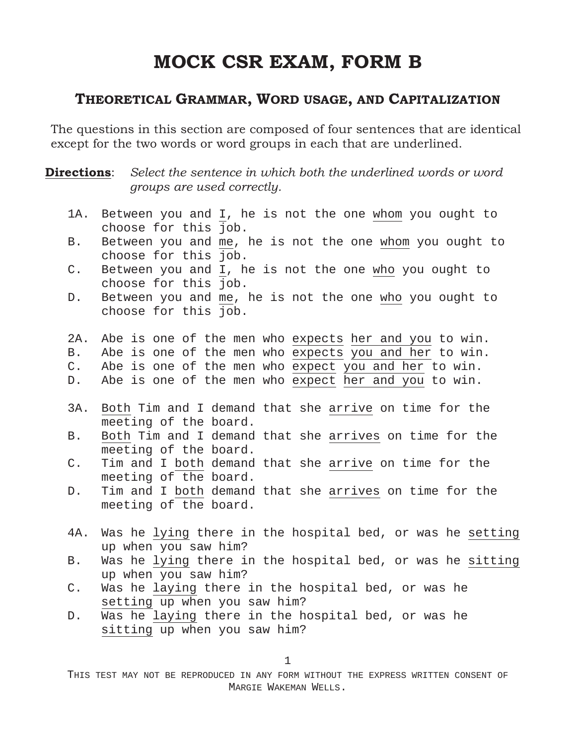# MOCK CSR EXAM, FORM B

## Theoretical Grammar, Word usage, and Capitalization

The questions in this section are composed of four sentences that are identical except for the two words or word groups in each that are underlined.

**<u>Directions</u>**: *Select the sentence in which both the underlined words or word groups are used correctly.*

1A. Between you and <u>I</u>, he is not the one <u>whom</u> you ought to choose for this job.
B. Between you and <u>me</u>, he is not the one <u>whom</u> you ought to choose for this job.
C. Between you and <u>I</u>, he is not the one <u>who</u> you ought to choose for this job.
D. Between you and <u>me</u>, he is not the one <u>who</u> you ought to choose for this job.

2A. Abe is one of the men who <u>expects</u> <u>her and you</u> to win.
B. Abe is one of the men who <u>expects</u> <u>you and her</u> to win.
C. Abe is one of the men who <u>expect</u> <u>you and her</u> to win.
D. Abe is one of the men who <u>expect</u> <u>her and you</u> to win.

3A. <u>Both</u> Tim and I demand that she <u>arrive</u> on time for the meeting of the board.
B. <u>Both</u> Tim and I demand that she <u>arrives</u> on time for the meeting of the board.
C. Tim and I <u>both</u> demand that she <u>arrive</u> on time for the meeting of the board.
D. Tim and I <u>both</u> demand that she <u>arrives</u> on time for the meeting of the board.

4A. Was he <u>lying</u> there in the hospital bed, or was he <u>setting</u> up when you saw him?
B. Was he <u>lying</u> there in the hospital bed, or was he <u>sitting</u> up when you saw him?
C. Was he <u>laying</u> there in the hospital bed, or was he <u>setting</u> up when you saw him?
D. Was he <u>laying</u> there in the hospital bed, or was he <u>sitting</u> up when you saw him?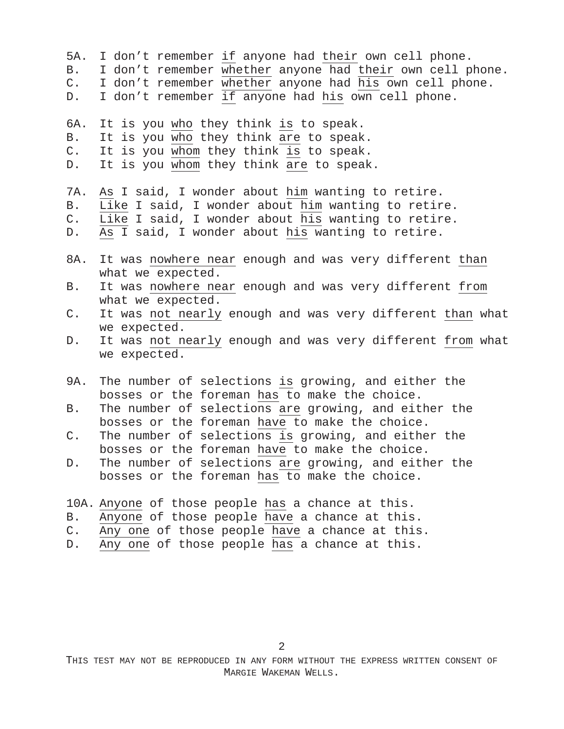5A. I don't remember <u>if</u> anyone had <u>their</u> own cell phone.
B. I don't remember <u>whether</u> anyone had <u>their</u> own cell phone.
C. I don't remember <u>whether</u> anyone had <u>his</u> own cell phone.
D. I don't remember <u>if</u> anyone had <u>his</u> own cell phone.

6A. It is you <u>who</u> they think <u>is</u> to speak.
B. It is you <u>who</u> they think <u>are</u> to speak.
C. It is you <u>whom</u> they think <u>is</u> to speak.
D. It is you <u>whom</u> they think <u>are</u> to speak.

7A. <u>As</u> I said, I wonder about <u>him</u> wanting to retire.
B. <u>Like</u> I said, I wonder about <u>him</u> wanting to retire.
C. <u>Like</u> I said, I wonder about <u>his</u> wanting to retire.
D. <u>As</u> I said, I wonder about <u>his</u> wanting to retire.

8A. It was <u>nowhere near</u> enough and was very different <u>than</u> what we expected.
B. It was <u>nowhere near</u> enough and was very different <u>from</u> what we expected.
C. It was <u>not nearly</u> enough and was very different <u>than</u> what we expected.
D. It was <u>not nearly</u> enough and was very different <u>from</u> what we expected.

9A. The number of selections <u>is</u> growing, and either the bosses or the foreman <u>has</u> to make the choice.
B. The number of selections <u>are</u> growing, and either the bosses or the foreman <u>have</u> to make the choice.
C. The number of selections <u>is</u> growing, and either the bosses or the foreman <u>have</u> to make the choice.
D. The number of selections <u>are</u> growing, and either the bosses or the foreman <u>has</u> to make the choice.

10A. <u>Anyone</u> of those people <u>has</u> a chance at this.
B. <u>Anyone</u> of those people <u>have</u> a chance at this.
C. <u>Any one</u> of those people <u>have</u> a chance at this.
D. <u>Any one</u> of those people <u>has</u> a chance at this.

THIS TEST MAY NOT BE REPRODUCED IN ANY FORM WITHOUT THE EXPRESS WRITTEN CONSENT OF MARGIE WAKEMAN WELLS.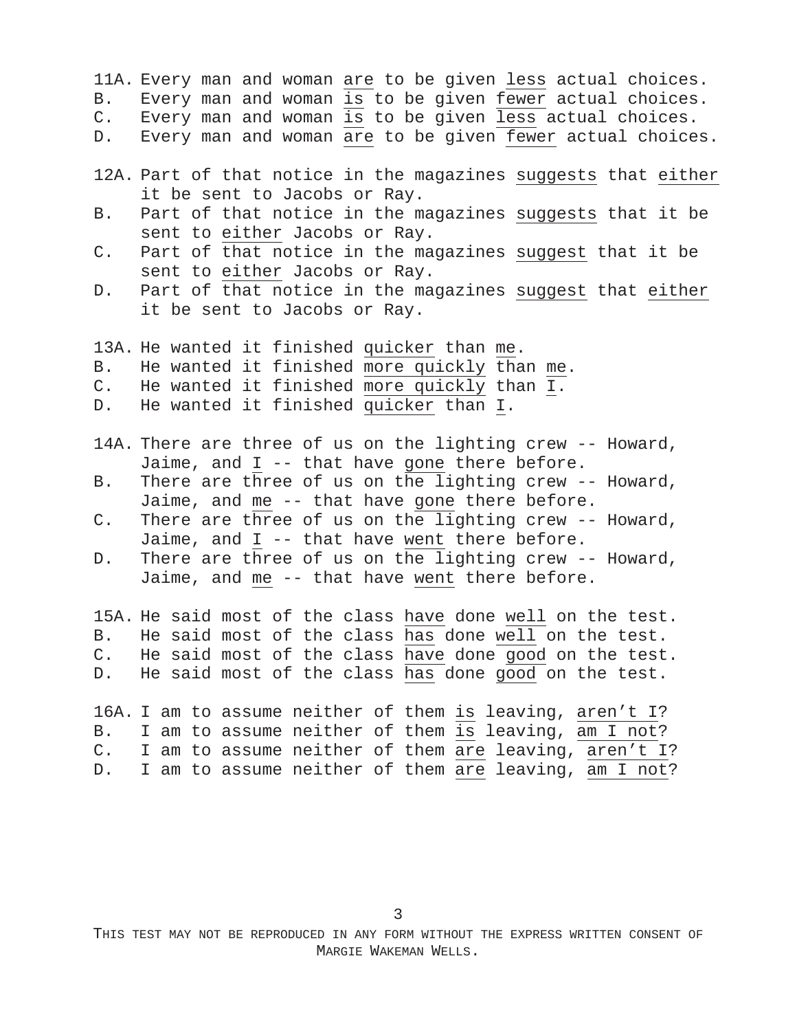11A. Every man and woman are to be given less actual choices.
B. Every man and woman is to be given fewer actual choices.
C. Every man and woman is to be given less actual choices.
D. Every man and woman are to be given fewer actual choices.

12A. Part of that notice in the magazines suggests that either it be sent to Jacobs or Ray.
B. Part of that notice in the magazines suggests that it be sent to either Jacobs or Ray.
C. Part of that notice in the magazines suggest that it be sent to either Jacobs or Ray.
D. Part of that notice in the magazines suggest that either it be sent to Jacobs or Ray.

13A. He wanted it finished quicker than me.
B. He wanted it finished more quickly than me.
C. He wanted it finished more quickly than I.
D. He wanted it finished quicker than I.

14A. There are three of us on the lighting crew -- Howard, Jaime, and I -- that have gone there before.
B. There are three of us on the lighting crew -- Howard, Jaime, and me -- that have gone there before.
C. There are three of us on the lighting crew -- Howard, Jaime, and I -- that have went there before.
D. There are three of us on the lighting crew -- Howard, Jaime, and me -- that have went there before.

15A. He said most of the class have done well on the test.
B. He said most of the class has done well on the test.
C. He said most of the class have done good on the test.
D. He said most of the class has done good on the test.

16A. I am to assume neither of them is leaving, aren't I?
B. I am to assume neither of them is leaving, am I not?
C. I am to assume neither of them are leaving, aren't I?
D. I am to assume neither of them are leaving, am I not?

THIS TEST MAY NOT BE REPRODUCED IN ANY FORM WITHOUT THE EXPRESS WRITTEN CONSENT OF MARGIE WAKEMAN WELLS.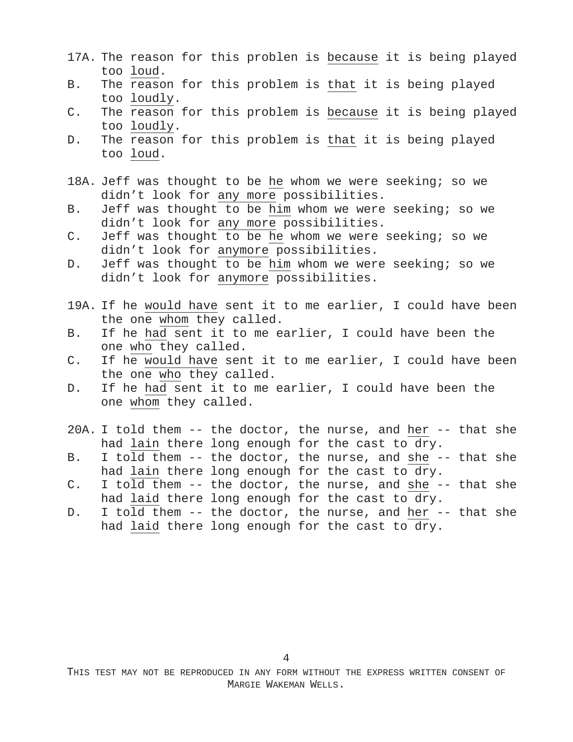17A. The reason for this problen is <u>because</u> it is being played too <u>loud</u>.

B. The reason for this problem is <u>that</u> it is being played too <u>loudly</u>.

C. The reason for this problem is <u>because</u> it is being played too <u>loudly</u>.

D. The reason for this problem is <u>that</u> it is being played too <u>loud</u>.

18A. Jeff was thought to be <u>he</u> whom we were seeking; so we didn't look for <u>any more</u> possibilities.

B. Jeff was thought to be <u>him</u> whom we were seeking; so we didn't look for <u>any more</u> possibilities.

C. Jeff was thought to be <u>he</u> whom we were seeking; so we didn't look for <u>anymore</u> possibilities.

D. Jeff was thought to be <u>him</u> whom we were seeking; so we didn't look for <u>anymore</u> possibilities.

19A. If he <u>would have</u> sent it to me earlier, I could have been the one <u>whom</u> they called.

B. If he <u>had</u> sent it to me earlier, I could have been the one <u>who</u> they called.

C. If he <u>would have</u> sent it to me earlier, I could have been the one <u>who</u> they called.

D. If he <u>had</u> sent it to me earlier, I could have been the one <u>whom</u> they called.

20A. I told them -- the doctor, the nurse, and <u>her</u> -- that she had <u>lain</u> there long enough for the cast to dry.

B. I told them -- the doctor, the nurse, and <u>she</u> -- that she had <u>lain</u> there long enough for the cast to dry.

C. I told them -- the doctor, the nurse, and <u>she</u> -- that she had <u>laid</u> there long enough for the cast to dry.

D. I told them -- the doctor, the nurse, and <u>her</u> -- that she had <u>laid</u> there long enough for the cast to dry.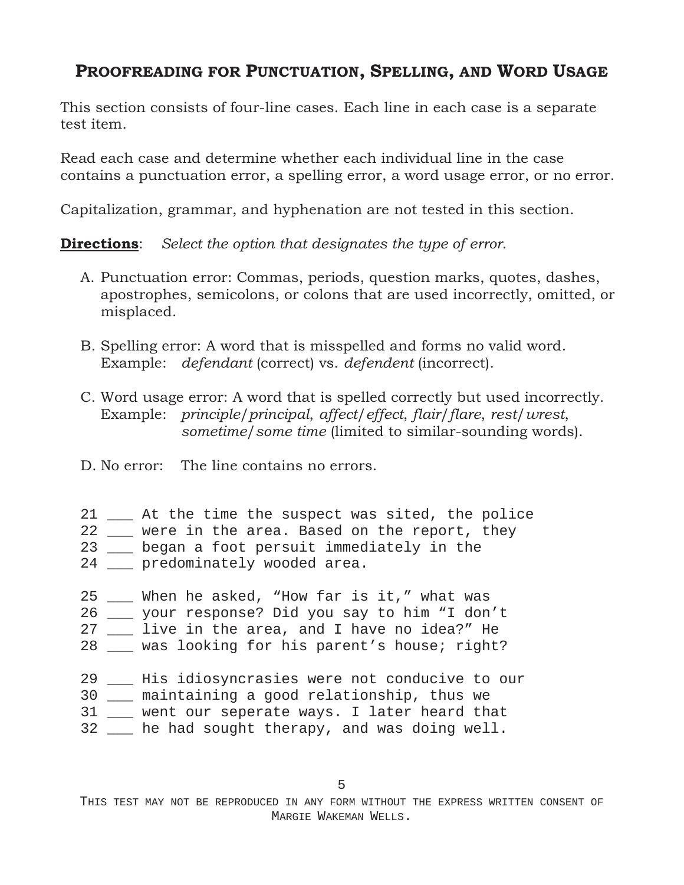## PROOFREADING FOR PUNCTUATION, SPELLING, AND WORD USAGE

This section consists of four-line cases. Each line in each case is a separate test item.

Read each case and determine whether each individual line in the case contains a punctuation error, a spelling error, a word usage error, or no error.

Capitalization, grammar, and hyphenation are not tested in this section.

**Directions**: *Select the option that designates the type of error.*

A. Punctuation error: Commas, periods, question marks, quotes, dashes, apostrophes, semicolons, or colons that are used incorrectly, omitted, or misplaced.

B. Spelling error: A word that is misspelled and forms no valid word. Example: *defendant* (correct) vs. *defendent* (incorrect).

C. Word usage error: A word that is spelled correctly but used incorrectly. Example: *principle*/*principal*, *affect*/*effect*, *flair*/*flare*, *rest*/*wrest*, *sometime*/*some time* (limited to similar-sounding words).

D. No error: The line contains no errors.

```
21 ___ At the time the suspect was sited, the police
22 ___ were in the area. Based on the report, they
23 ___ began a foot persuit immediately in the
24 ___ predominately wooded area.

25 ___ When he asked, “How far is it,” what was
26 ___ your response? Did you say to him “I don’t
27 ___ live in the area, and I have no idea?” He
28 ___ was looking for his parent’s house; right?

29 ___ His idiosyncrasies were not conducive to our
30 ___ maintaining a good relationship, thus we
31 ___ went our seperate ways. I later heard that
32 ___ he had sought therapy, and was doing well.
```

THIS TEST MAY NOT BE REPRODUCED IN ANY FORM WITHOUT THE EXPRESS WRITTEN CONSENT OF MARGIE WAKEMAN WELLS.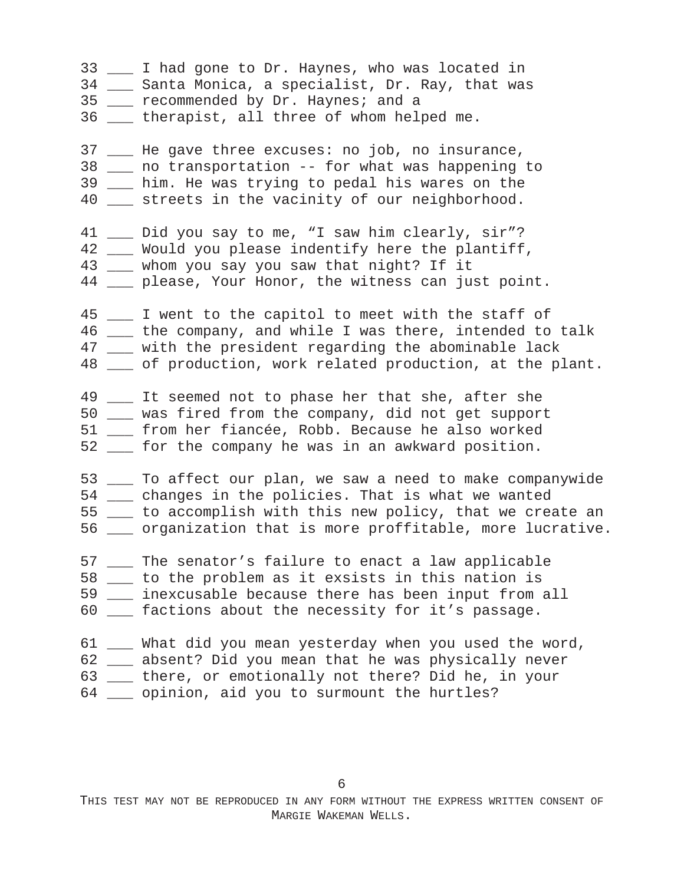33 ___ I had gone to Dr. Haynes, who was located in
34 ___ Santa Monica, a specialist, Dr. Ray, that was
35 ___ recommended by Dr. Haynes; and a
36 ___ therapist, all three of whom helped me.

37 ___ He gave three excuses: no job, no insurance,
38 ___ no transportation -- for what was happening to
39 ___ him. He was trying to pedal his wares on the
40 ___ streets in the vacinity of our neighborhood.

41 ___ Did you say to me, “I saw him clearly, sir”?
42 ___ Would you please indentify here the plantiff,
43 ___ whom you say you saw that night? If it
44 ___ please, Your Honor, the witness can just point.

45 ___ I went to the capitol to meet with the staff of
46 ___ the company, and while I was there, intended to talk
47 ___ with the president regarding the abominable lack
48 ___ of production, work related production, at the plant.

49 ___ It seemed not to phase her that she, after she
50 ___ was fired from the company, did not get support
51 ___ from her fiancée, Robb. Because he also worked
52 ___ for the company he was in an awkward position.

53 ___ To affect our plan, we saw a need to make companywide
54 ___ changes in the policies. That is what we wanted
55 ___ to accomplish with this new policy, that we create an
56 ___ organization that is more proffitable, more lucrative.

57 ___ The senator’s failure to enact a law applicable
58 ___ to the problem as it exsists in this nation is
59 ___ inexcusable because there has been input from all
60 ___ factions about the necessity for it’s passage.

61 ___ What did you mean yesterday when you used the word,
62 ___ absent? Did you mean that he was physically never
63 ___ there, or emotionally not there? Did he, in your
64 ___ opinion, aid you to surmount the hurtles?

THIS TEST MAY NOT BE REPRODUCED IN ANY FORM WITHOUT THE EXPRESS WRITTEN CONSENT OF MARGIE WAKEMAN WELLS.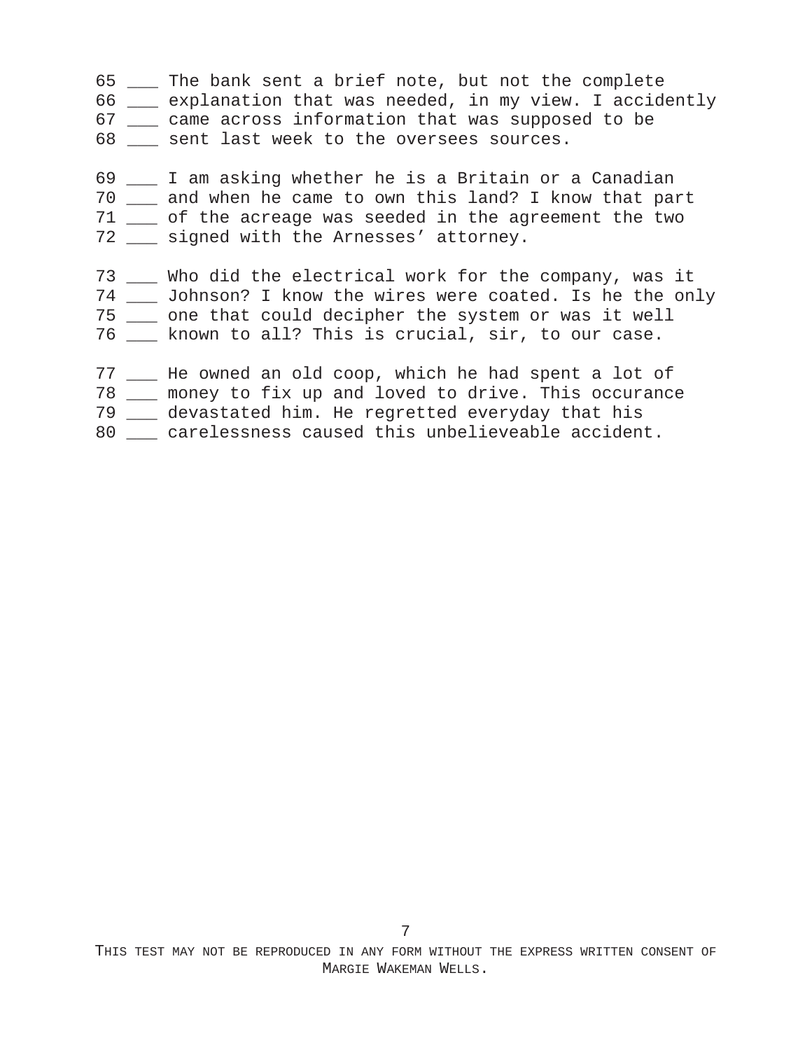```
65 ___ The bank sent a brief note, but not the complete
66 ___ explanation that was needed, in my view. I accidently
67 ___ came across information that was supposed to be
68 ___ sent last week to the oversees sources.

69 ___ I am asking whether he is a Britain or a Canadian
70 ___ and when he came to own this land? I know that part
71 ___ of the acreage was seeded in the agreement the two
72 ___ signed with the Arnesses' attorney.

73 ___ Who did the electrical work for the company, was it
74 ___ Johnson? I know the wires were coated. Is he the only
75 ___ one that could decipher the system or was it well
76 ___ known to all? This is crucial, sir, to our case.

77 ___ He owned an old coop, which he had spent a lot of
78 ___ money to fix up and loved to drive. This occurance
79 ___ devastated him. He regretted everyday that his
80 ___ carelessness caused this unbelieveable accident.
```

THIS TEST MAY NOT BE REPRODUCED IN ANY FORM WITHOUT THE EXPRESS WRITTEN CONSENT OF MARGIE WAKEMAN WELLS.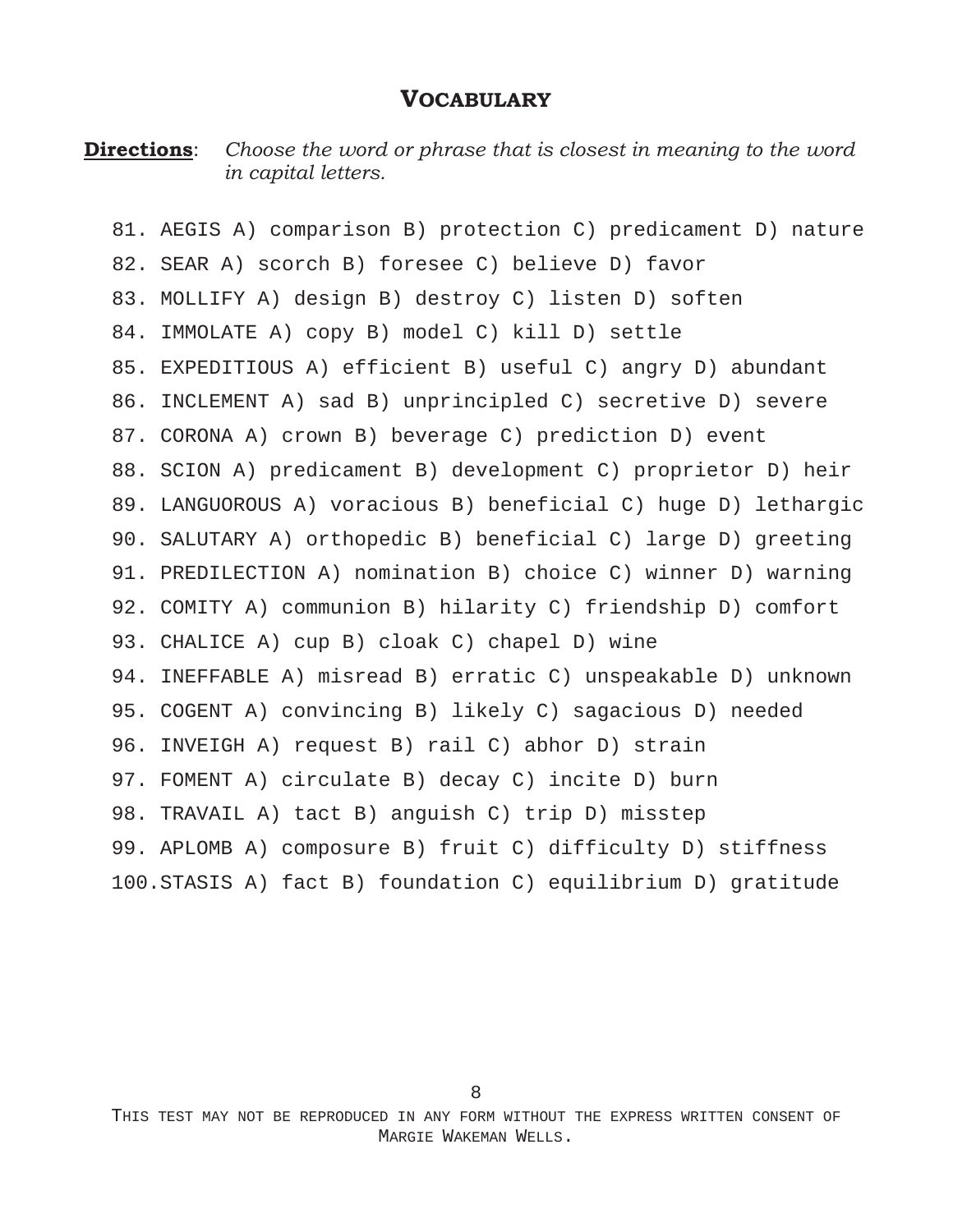## VOCABULARY

**Directions**: *Choose the word or phrase that is closest in meaning to the word in capital letters.*

81. AEGIS A) comparison B) protection C) predicament D) nature
82. SEAR A) scorch B) foresee C) believe D) favor
83. MOLLIFY A) design B) destroy C) listen D) soften
84. IMMOLATE A) copy B) model C) kill D) settle
85. EXPEDITIOUS A) efficient B) useful C) angry D) abundant
86. INCLEMENT A) sad B) unprincipled C) secretive D) severe
87. CORONA A) crown B) beverage C) prediction D) event
88. SCION A) predicament B) development C) proprietor D) heir
89. LANGUOROUS A) voracious B) beneficial C) huge D) lethargic
90. SALUTARY A) orthopedic B) beneficial C) large D) greeting
91. PREDILECTION A) nomination B) choice C) winner D) warning
92. COMITY A) communion B) hilarity C) friendship D) comfort
93. CHALICE A) cup B) cloak C) chapel D) wine
94. INEFFABLE A) misread B) erratic C) unspeakable D) unknown
95. COGENT A) convincing B) likely C) sagacious D) needed
96. INVEIGH A) request B) rail C) abhor D) strain
97. FOMENT A) circulate B) decay C) incite D) burn
98. TRAVAIL A) tact B) anguish C) trip D) misstep
99. APLOMB A) composure B) fruit C) difficulty D) stiffness
100. STASIS A) fact B) foundation C) equilibrium D) gratitude

THIS TEST MAY NOT BE REPRODUCED IN ANY FORM WITHOUT THE EXPRESS WRITTEN CONSENT OF MARGIE WAKEMAN WELLS.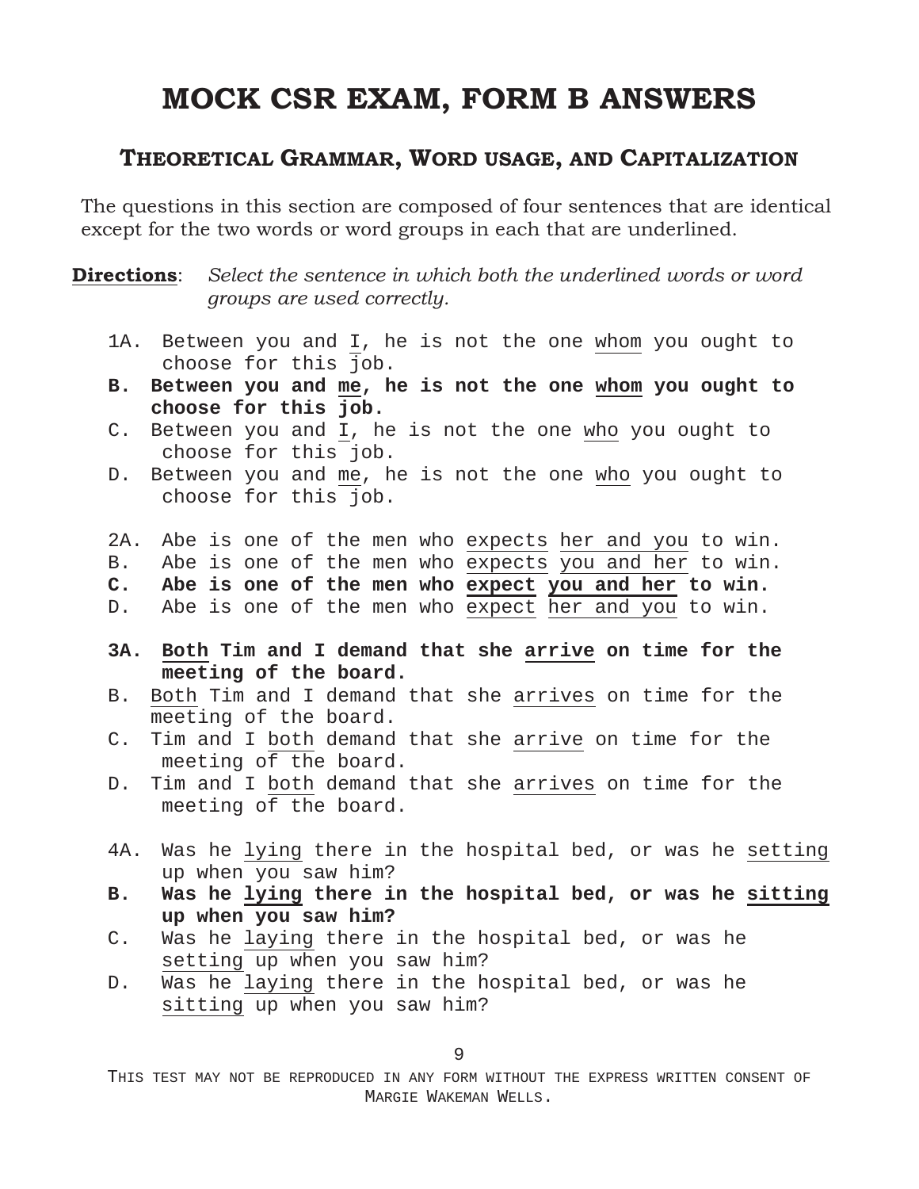# MOCK CSR EXAM, FORM B ANSWERS

## Theoretical Grammar, Word usage, and Capitalization

The questions in this section are composed of four sentences that are identical except for the two words or word groups in each that are underlined.

**Directions**: *Select the sentence in which both the underlined words or word groups are used correctly.*

1A. Between you and <u>I</u>, he is not the one <u>whom</u> you ought to choose for this job.

**B. Between you and <u>me</u>, he is not the one <u>whom</u> you ought to choose for this job.**

C. Between you and <u>I</u>, he is not the one <u>who</u> you ought to choose for this job.

D. Between you and <u>me</u>, he is not the one <u>who</u> you ought to choose for this job.

2A. Abe is one of the men who <u>expects</u> <u>her and you</u> to win.

B. Abe is one of the men who <u>expects</u> <u>you and her</u> to win.

**C. Abe is one of the men who <u>expect</u> <u>you and her</u> to win.**

D. Abe is one of the men who <u>expect</u> <u>her and you</u> to win.

**3A. <u>Both</u> Tim and I demand that she <u>arrive</u> on time for the meeting of the board.**

B. <u>Both</u> Tim and I demand that she <u>arrives</u> on time for the meeting of the board.

C. Tim and I <u>both</u> demand that she <u>arrive</u> on time for the meeting of the board.

D. Tim and I <u>both</u> demand that she <u>arrives</u> on time for the meeting of the board.

4A. Was he <u>lying</u> there in the hospital bed, or was he <u>setting</u> up when you saw him?

**B. Was he <u>lying</u> there in the hospital bed, or was he <u>sitting</u> up when you saw him?**

C. Was he <u>laying</u> there in the hospital bed, or was he <u>setting</u> up when you saw him?

D. Was he <u>laying</u> there in the hospital bed, or was he <u>sitting</u> up when you saw him?

This test may not be reproduced in any form without the express written consent of Margie Wakeman Wells.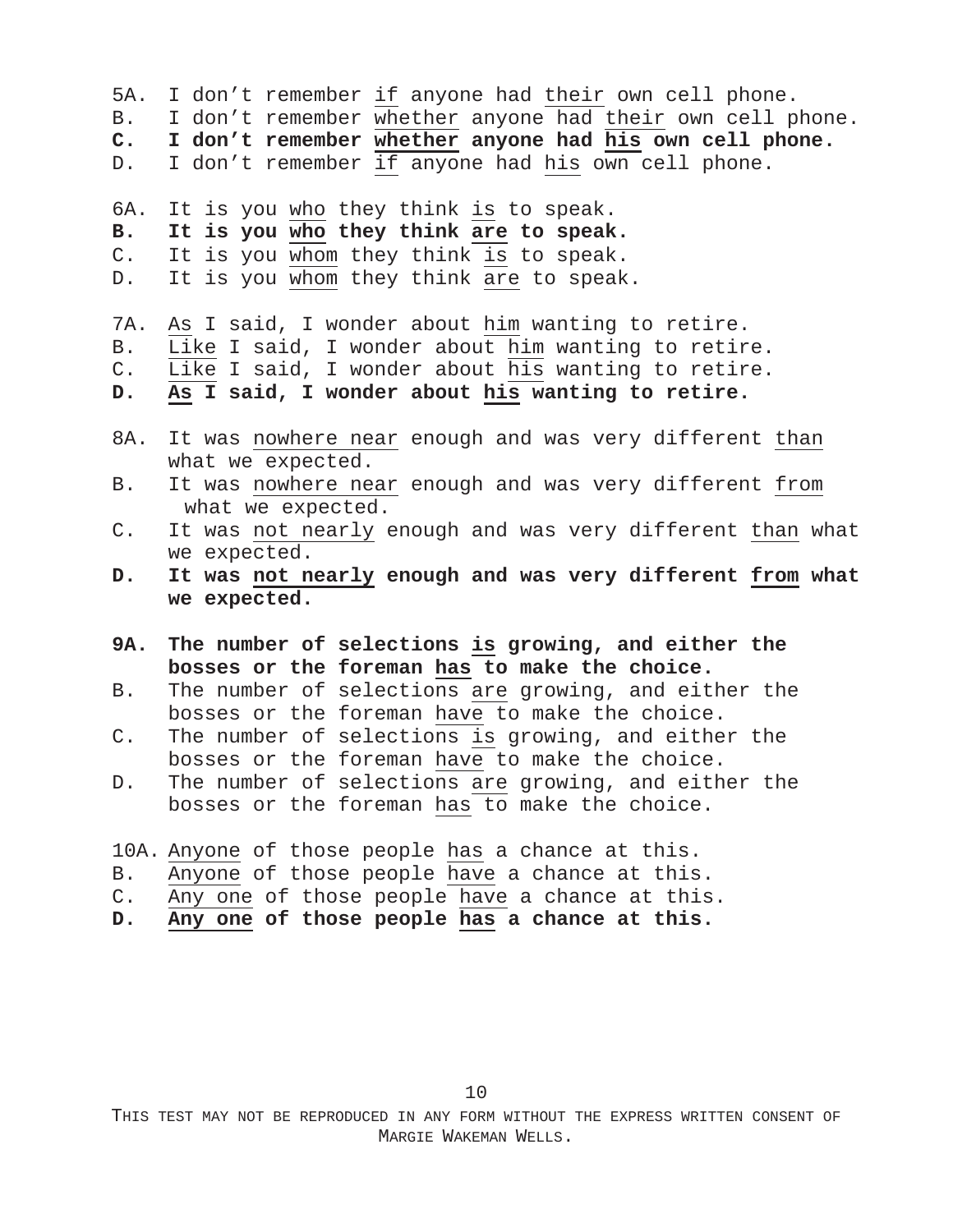5A. I don't remember <u>if</u> anyone had <u>their</u> own cell phone.
B. I don't remember <u>whether</u> anyone had <u>their</u> own cell phone.
**C. I don't remember <u>whether</u> anyone had <u>his</u> own cell phone.**
D. I don't remember <u>if</u> anyone had <u>his</u> own cell phone.

6A. It is you <u>who</u> they think <u>is</u> to speak.
**B. It is you <u>who</u> they think <u>are</u> to speak.**
C. It is you <u>whom</u> they think <u>is</u> to speak.
D. It is you <u>whom</u> they think <u>are</u> to speak.

7A. <u>As</u> I said, I wonder about <u>him</u> wanting to retire.
B. <u>Like</u> I said, I wonder about <u>him</u> wanting to retire.
C. <u>Like</u> I said, I wonder about <u>his</u> wanting to retire.
**D. <u>As</u> I said, I wonder about <u>his</u> wanting to retire.**

8A. It was <u>nowhere near</u> enough and was very different <u>than</u> what we expected.
B. It was <u>nowhere near</u> enough and was very different <u>from</u> what we expected.
C. It was <u>not nearly</u> enough and was very different <u>than</u> what we expected.
**D. It was <u>not nearly</u> enough and was very different <u>from</u> what we expected.**

**9A. The number of selections <u>is</u> growing, and either the bosses or the foreman <u>has</u> to make the choice.**
B. The number of selections <u>are</u> growing, and either the bosses or the foreman <u>have</u> to make the choice.
C. The number of selections <u>is</u> growing, and either the bosses or the foreman <u>have</u> to make the choice.
D. The number of selections <u>are</u> growing, and either the bosses or the foreman <u>has</u> to make the choice.

10A. <u>Anyone</u> of those people <u>has</u> a chance at this.
B. <u>Anyone</u> of those people <u>have</u> a chance at this.
C. <u>Any one</u> of those people <u>have</u> a chance at this.
**D. <u>Any one</u> of those people <u>has</u> a chance at this.**

THIS TEST MAY NOT BE REPRODUCED IN ANY FORM WITHOUT THE EXPRESS WRITTEN CONSENT OF MARGIE WAKEMAN WELLS.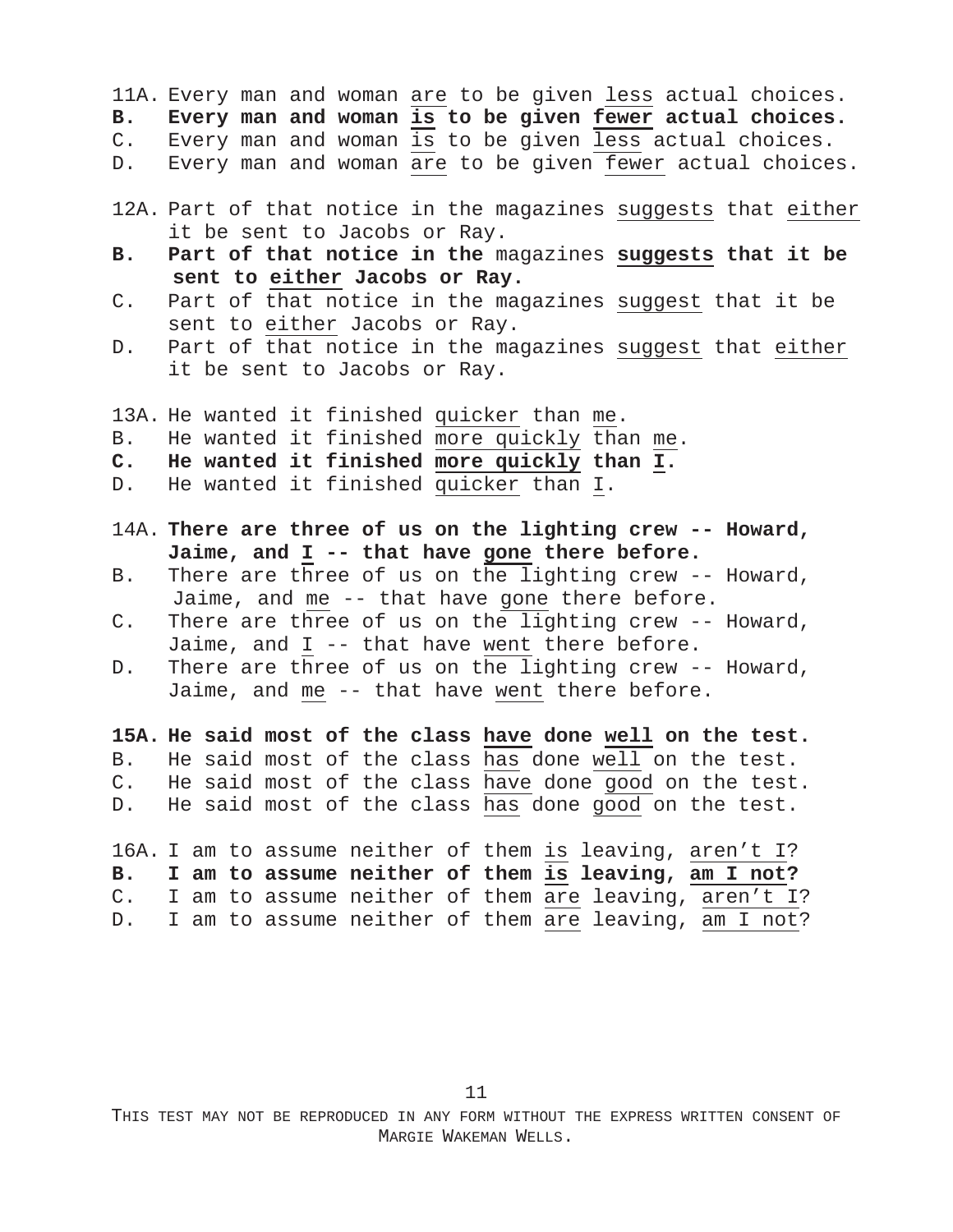11A. Every man and woman are to be given less actual choices.
**B. Every man and woman is to be given fewer actual choices.**
C. Every man and woman is to be given less actual choices.
D. Every man and woman are to be given fewer actual choices.

12A. Part of that notice in the magazines suggests that either it be sent to Jacobs or Ray.
**B. Part of that notice in the** magazines **suggests that it be sent to either Jacobs or Ray.**
C. Part of that notice in the magazines suggest that it be sent to either Jacobs or Ray.
D. Part of that notice in the magazines suggest that either it be sent to Jacobs or Ray.

13A. He wanted it finished quicker than me.
B. He wanted it finished more quickly than me.
**C. He wanted it finished more quickly than I.**
D. He wanted it finished quicker than I.

**14A. There are three of us on the lighting crew -- Howard, Jaime, and I -- that have gone there before.**
B. There are three of us on the lighting crew -- Howard, Jaime, and me -- that have gone there before.
C. There are three of us on the lighting crew -- Howard, Jaime, and I -- that have went there before.
D. There are three of us on the lighting crew -- Howard, Jaime, and me -- that have went there before.

**15A. He said most of the class have done well on the test.**
B. He said most of the class has done well on the test.
C. He said most of the class have done good on the test.
D. He said most of the class has done good on the test.

16A. I am to assume neither of them is leaving, aren't I?
**B. I am to assume neither of them is leaving, am I not?**
C. I am to assume neither of them are leaving, aren't I?
D. I am to assume neither of them are leaving, am I not?

THIS TEST MAY NOT BE REPRODUCED IN ANY FORM WITHOUT THE EXPRESS WRITTEN CONSENT OF MARGIE WAKEMAN WELLS.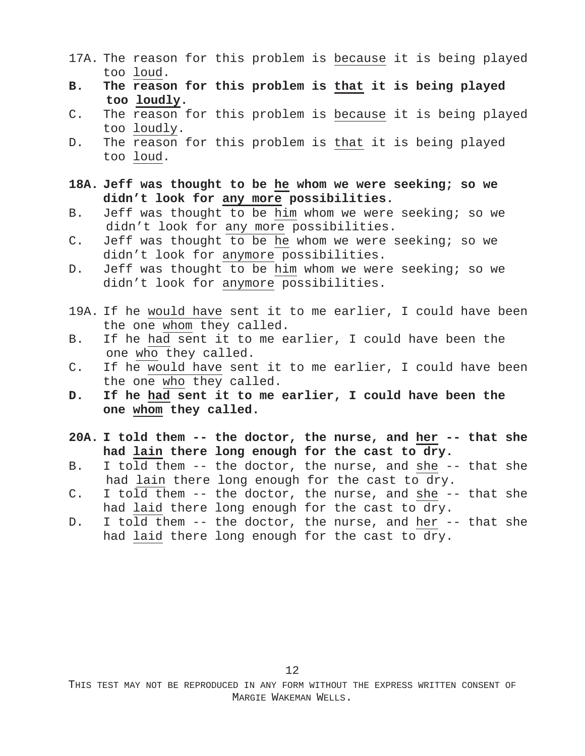17A. The reason for this problem is <u>because</u> it is being played too <u>loud</u>.

**B. The reason for this problem is <u>that</u> it is being played too <u>loudly</u>.**

C. The reason for this problem is <u>because</u> it is being played too <u>loudly</u>.

D. The reason for this problem is <u>that</u> it is being played too <u>loud</u>.

**18A. Jeff was thought to be <u>he</u> whom we were seeking; so we didn't look for <u>any more</u> possibilities.**

B. Jeff was thought to be <u>him</u> whom we were seeking; so we didn't look for <u>any more</u> possibilities.

C. Jeff was thought to be <u>he</u> whom we were seeking; so we didn't look for <u>anymore</u> possibilities.

D. Jeff was thought to be <u>him</u> whom we were seeking; so we didn't look for <u>anymore</u> possibilities.

19A. If he <u>would have</u> sent it to me earlier, I could have been the one <u>whom</u> they called.

B. If he <u>had</u> sent it to me earlier, I could have been the one <u>who</u> they called.

C. If he <u>would have</u> sent it to me earlier, I could have been the one <u>who</u> they called.

**D. If he <u>had</u> sent it to me earlier, I could have been the one <u>whom</u> they called.**

**20A. I told them -- the doctor, the nurse, and <u>her</u> -- that she had <u>lain</u> there long enough for the cast to dry.**

B. I told them -- the doctor, the nurse, and <u>she</u> -- that she had <u>lain</u> there long enough for the cast to dry.

C. I told them -- the doctor, the nurse, and <u>she</u> -- that she had <u>laid</u> there long enough for the cast to dry.

D. I told them -- the doctor, the nurse, and <u>her</u> -- that she had <u>laid</u> there long enough for the cast to dry.

THIS TEST MAY NOT BE REPRODUCED IN ANY FORM WITHOUT THE EXPRESS WRITTEN CONSENT OF MARGIE WAKEMAN WELLS.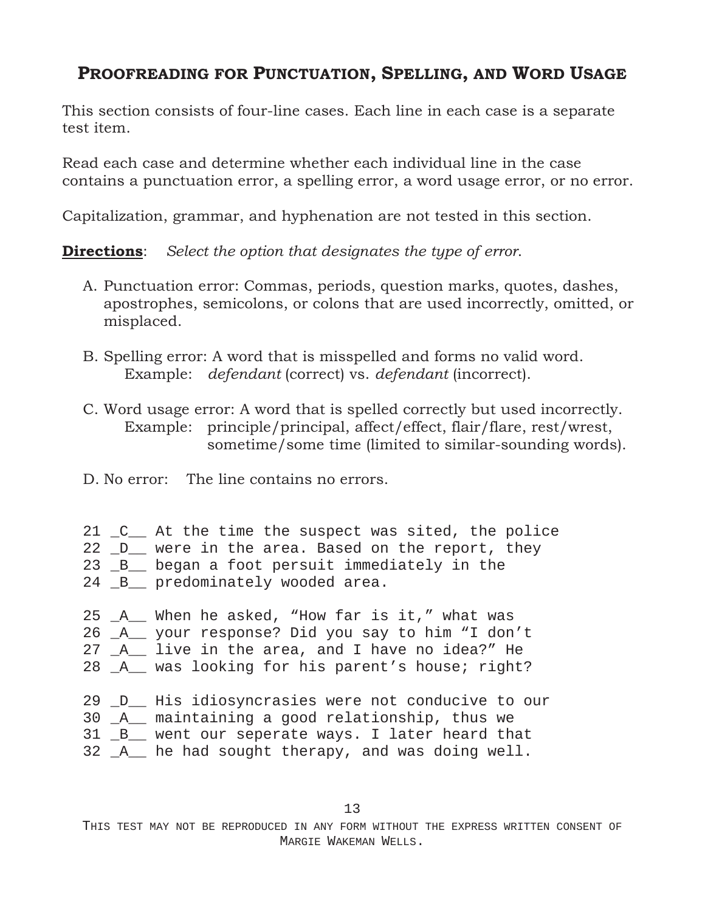## PROOFREADING FOR PUNCTUATION, SPELLING, AND WORD USAGE

This section consists of four-line cases. Each line in each case is a separate test item.

Read each case and determine whether each individual line in the case contains a punctuation error, a spelling error, a word usage error, or no error.

Capitalization, grammar, and hyphenation are not tested in this section.

**Directions**: *Select the option that designates the type of error.*

A. Punctuation error: Commas, periods, question marks, quotes, dashes, apostrophes, semicolons, or colons that are used incorrectly, omitted, or misplaced.

B. Spelling error: A word that is misspelled and forms no valid word.
   Example: *defendant* (correct) vs. *defendant* (incorrect).

C. Word usage error: A word that is spelled correctly but used incorrectly.
   Example: principle/principal, affect/effect, flair/flare, rest/wrest, sometime/some time (limited to similar-sounding words).

D. No error: The line contains no errors.

```
21 _C__ At the time the suspect was sited, the police
22 _D__ were in the area. Based on the report, they
23 _B__ began a foot persuit immediately in the
24 _B__ predominately wooded area.

25 _A__ When he asked, “How far is it,” what was
26 _A__ your response? Did you say to him “I don’t
27 _A__ live in the area, and I have no idea?” He
28 _A__ was looking for his parent’s house; right?

29 _D__ His idiosyncrasies were not conducive to our
30 _A__ maintaining a good relationship, thus we
31 _B__ went our seperate ways. I later heard that
32 _A__ he had sought therapy, and was doing well.
```

THIS TEST MAY NOT BE REPRODUCED IN ANY FORM WITHOUT THE EXPRESS WRITTEN CONSENT OF MARGIE WAKEMAN WELLS.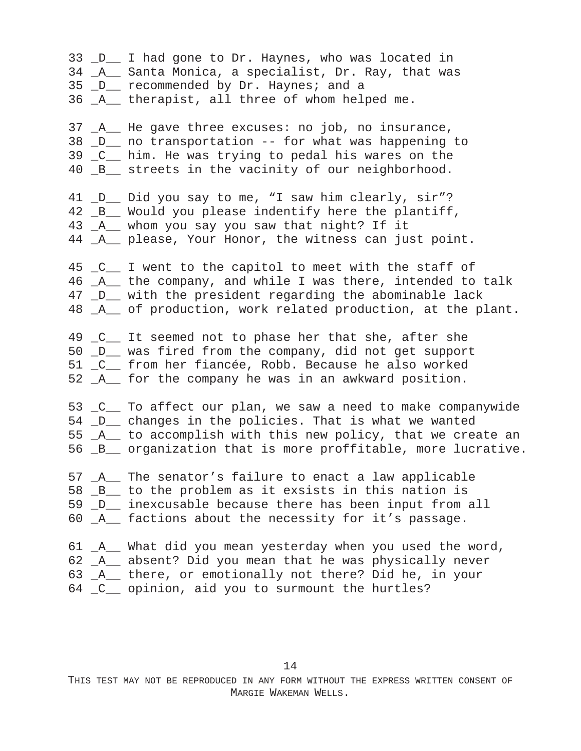33 _D__ I had gone to Dr. Haynes, who was located in
34 _A__ Santa Monica, a specialist, Dr. Ray, that was
35 _D__ recommended by Dr. Haynes; and a
36 _A__ therapist, all three of whom helped me.

37 _A__ He gave three excuses: no job, no insurance,
38 _D__ no transportation -- for what was happening to
39 _C__ him. He was trying to pedal his wares on the
40 _B__ streets in the vacinity of our neighborhood.

41 _D__ Did you say to me, "I saw him clearly, sir"?
42 _B__ Would you please indentify here the plantiff,
43 _A__ whom you say you saw that night? If it
44 _A__ please, Your Honor, the witness can just point.

45 _C__ I went to the capitol to meet with the staff of
46 _A__ the company, and while I was there, intended to talk
47 _D__ with the president regarding the abominable lack
48 _A__ of production, work related production, at the plant.

49 _C__ It seemed not to phase her that she, after she
50 _D__ was fired from the company, did not get support
51 _C__ from her fiancée, Robb. Because he also worked
52 _A__ for the company he was in an awkward position.

53 _C__ To affect our plan, we saw a need to make companywide
54 _D__ changes in the policies. That is what we wanted
55 _A__ to accomplish with this new policy, that we create an
56 _B__ organization that is more proffitable, more lucrative.

57 _A__ The senator's failure to enact a law applicable
58 _B__ to the problem as it exsists in this nation is
59 _D__ inexcusable because there has been input from all
60 _A__ factions about the necessity for it's passage.

61 _A__ What did you mean yesterday when you used the word,
62 _A__ absent? Did you mean that he was physically never
63 _A__ there, or emotionally not there? Did he, in your
64 _C__ opinion, aid you to surmount the hurtles?

THIS TEST MAY NOT BE REPRODUCED IN ANY FORM WITHOUT THE EXPRESS WRITTEN CONSENT OF MARGIE WAKEMAN WELLS.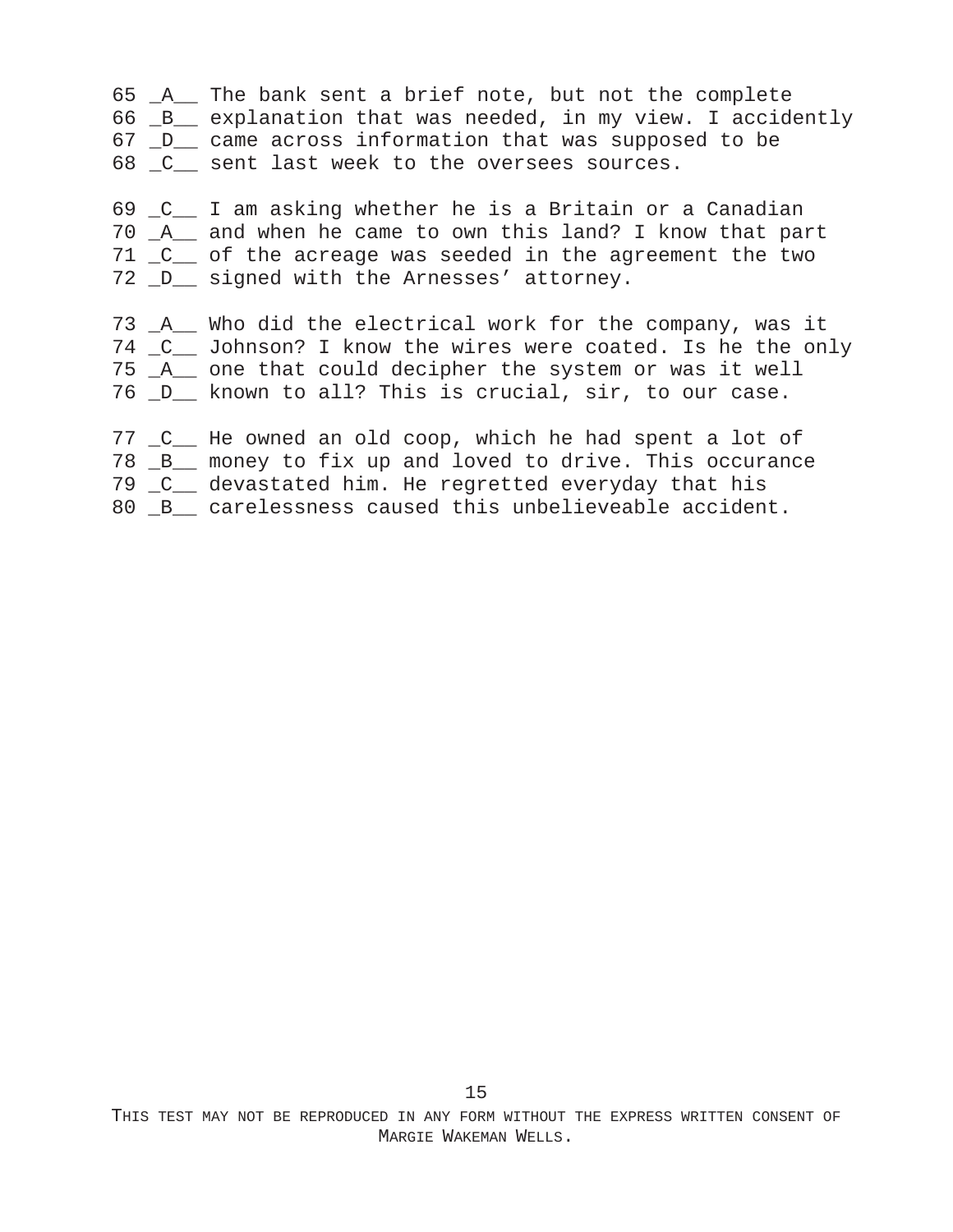65 _A__ The bank sent a brief note, but not the complete
66 _B__ explanation that was needed, in my view. I accidently
67 _D__ came across information that was supposed to be
68 _C__ sent last week to the oversees sources.

69 _C__ I am asking whether he is a Britain or a Canadian
70 _A__ and when he came to own this land? I know that part
71 _C__ of the acreage was seeded in the agreement the two
72 _D__ signed with the Arnesses' attorney.

73 _A__ Who did the electrical work for the company, was it
74 _C__ Johnson? I know the wires were coated. Is he the only
75 _A__ one that could decipher the system or was it well
76 _D__ known to all? This is crucial, sir, to our case.

77 _C__ He owned an old coop, which he had spent a lot of
78 _B__ money to fix up and loved to drive. This occurance
79 _C__ devastated him. He regretted everyday that his
80 _B__ carelessness caused this unbelieveable accident.

THIS TEST MAY NOT BE REPRODUCED IN ANY FORM WITHOUT THE EXPRESS WRITTEN CONSENT OF MARGIE WAKEMAN WELLS.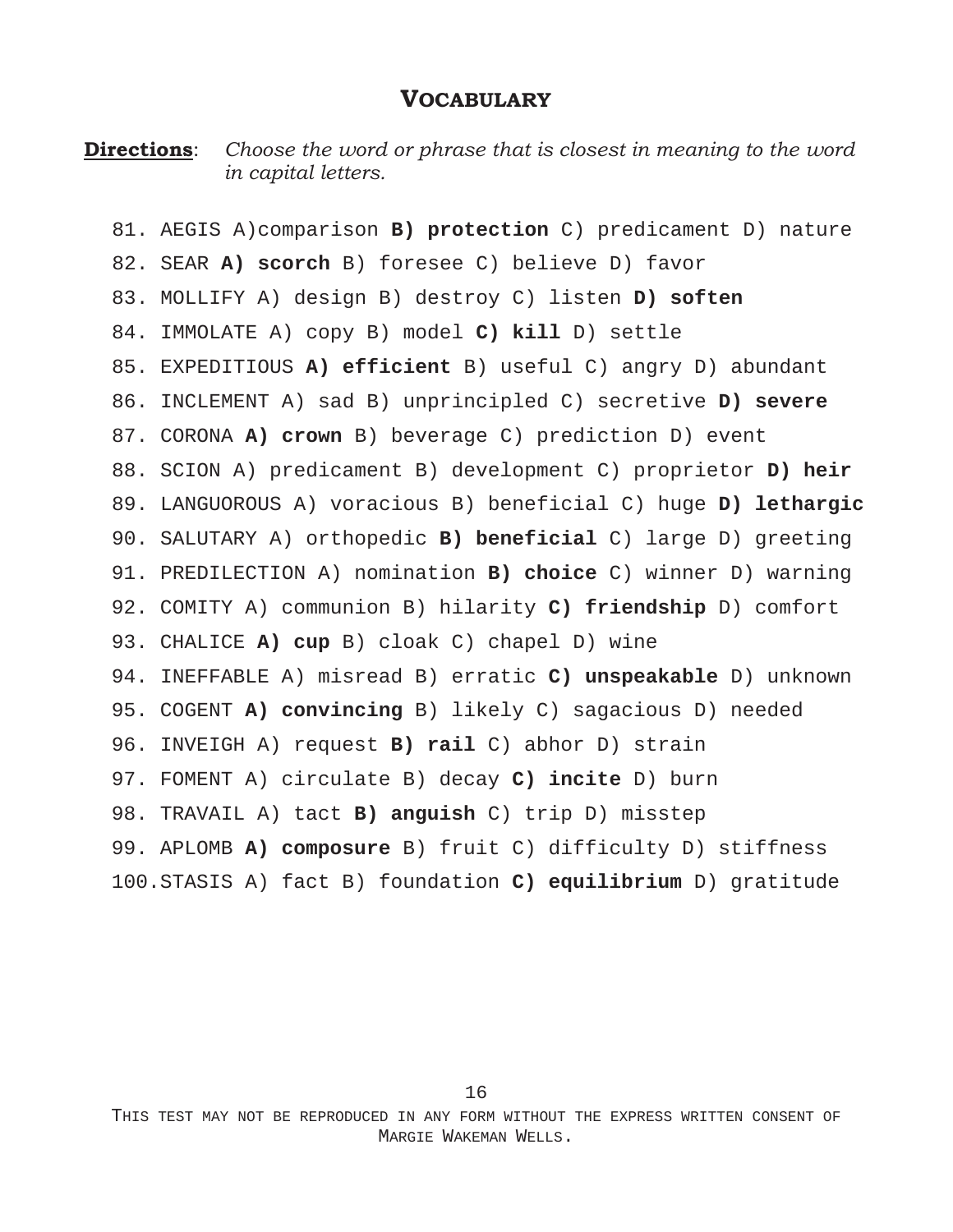## VOCABULARY

**Directions**: *Choose the word or phrase that is closest in meaning to the word in capital letters.*

81. AEGIS A)comparison **B) protection** C) predicament D) nature
82. SEAR **A) scorch** B) foresee C) believe D) favor
83. MOLLIFY A) design B) destroy C) listen **D) soften**
84. IMMOLATE A) copy B) model **C) kill** D) settle
85. EXPEDITIOUS **A) efficient** B) useful C) angry D) abundant
86. INCLEMENT A) sad B) unprincipled C) secretive **D) severe**
87. CORONA **A) crown** B) beverage C) prediction D) event
88. SCION A) predicament B) development C) proprietor **D) heir**
89. LANGUOROUS A) voracious B) beneficial C) huge **D) lethargic**
90. SALUTARY A) orthopedic **B) beneficial** C) large D) greeting
91. PREDILECTION A) nomination **B) choice** C) winner D) warning
92. COMITY A) communion B) hilarity **C) friendship** D) comfort
93. CHALICE **A) cup** B) cloak C) chapel D) wine
94. INEFFABLE A) misread B) erratic **C) unspeakable** D) unknown
95. COGENT **A) convincing** B) likely C) sagacious D) needed
96. INVEIGH A) request **B) rail** C) abhor D) strain
97. FOMENT A) circulate B) decay **C) incite** D) burn
98. TRAVAIL A) tact **B) anguish** C) trip D) misstep
99. APLOMB **A) composure** B) fruit C) difficulty D) stiffness
100. STASIS A) fact B) foundation **C) equilibrium** D) gratitude

THIS TEST MAY NOT BE REPRODUCED IN ANY FORM WITHOUT THE EXPRESS WRITTEN CONSENT OF MARGIE WAKEMAN WELLS.